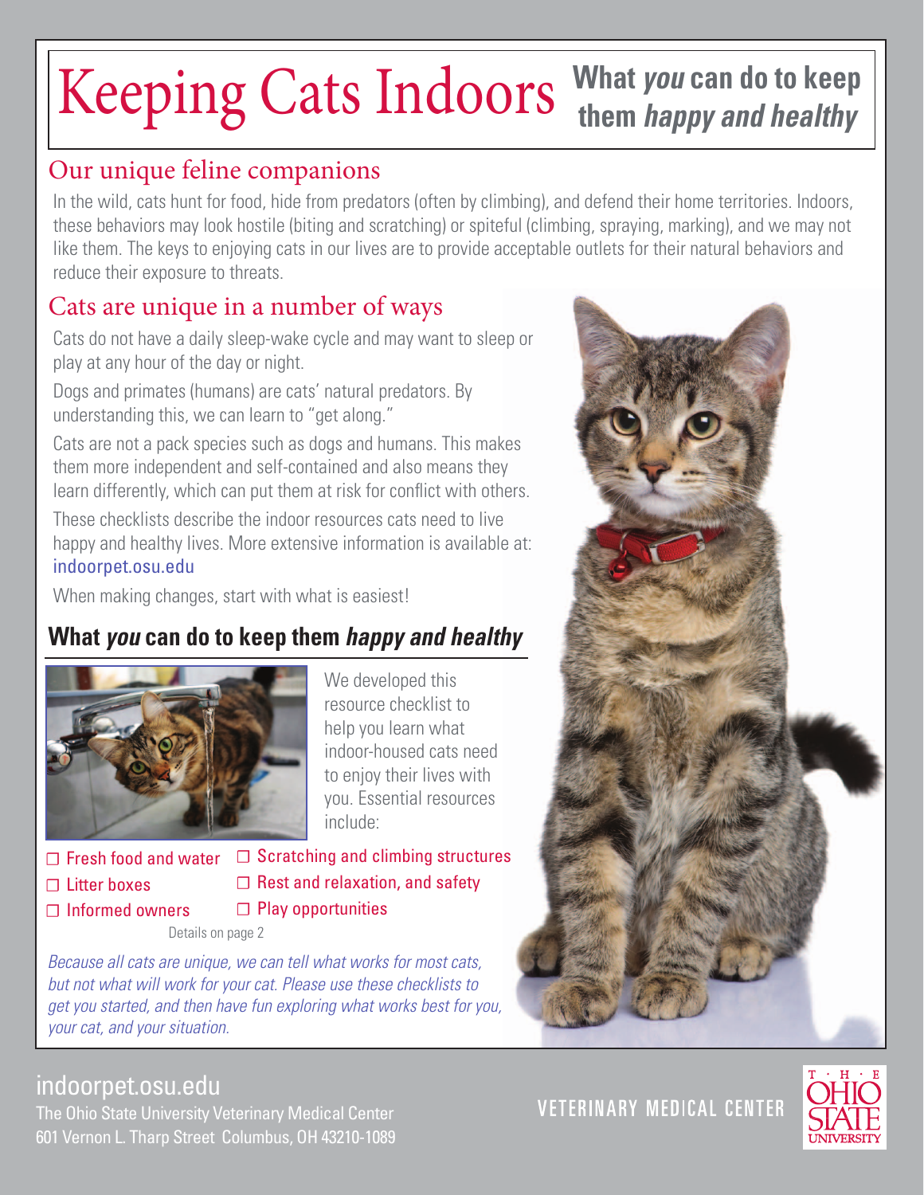# Keeping Cats Indoors

**What *you* can do to keep them *happy and healthy***

## Our unique feline companions

In the wild, cats hunt for food, hide from predators (often by climbing), and defend their home territories. Indoors, these behaviors may look hostile (biting and scratching) or spiteful (climbing, spraying, marking), and we may not like them. The keys to enjoying cats in our lives are to provide acceptable outlets for their natural behaviors and reduce their exposure to threats.

## Cats are unique in a number of ways

Cats do not have a daily sleep-wake cycle and may want to sleep or play at any hour of the day or night.

Dogs and primates (humans) are cats' natural predators. By understanding this, we can learn to "get along."

Cats are not a pack species such as dogs and humans. This makes them more independent and self-contained and also means they learn differently, which can put them at risk for conflict with others.

These checklists describe the indoor resources cats need to live happy and healthy lives. More extensive information is available at: indoorpet.osu.edu

When making changes, start with what is easiest!

### What *you* can do to keep them *happy and healthy*

We developed this resource checklist to help you learn what indoor-housed cats need to enjoy their lives with you. Essential resources include:

- ☐ Fresh food and water
- ☐ Litter boxes
- ☐ Informed owners
- ☐ Scratching and climbing structures
- ☐ Rest and relaxation, and safety
- ☐ Play opportunities

Details on page 2

*Because all cats are unique, we can tell what works for most cats, but not what will work for your cat. Please use these checklists to get you started, and then have fun exploring what works best for you, your cat, and your situation.*

indoorpet.osu.edu
The Ohio State University Veterinary Medical Center
601 Vernon L. Tharp Street Columbus, OH 43210-1089

VETERINARY MEDICAL CENTER

THE OHIO STATE UNIVERSITY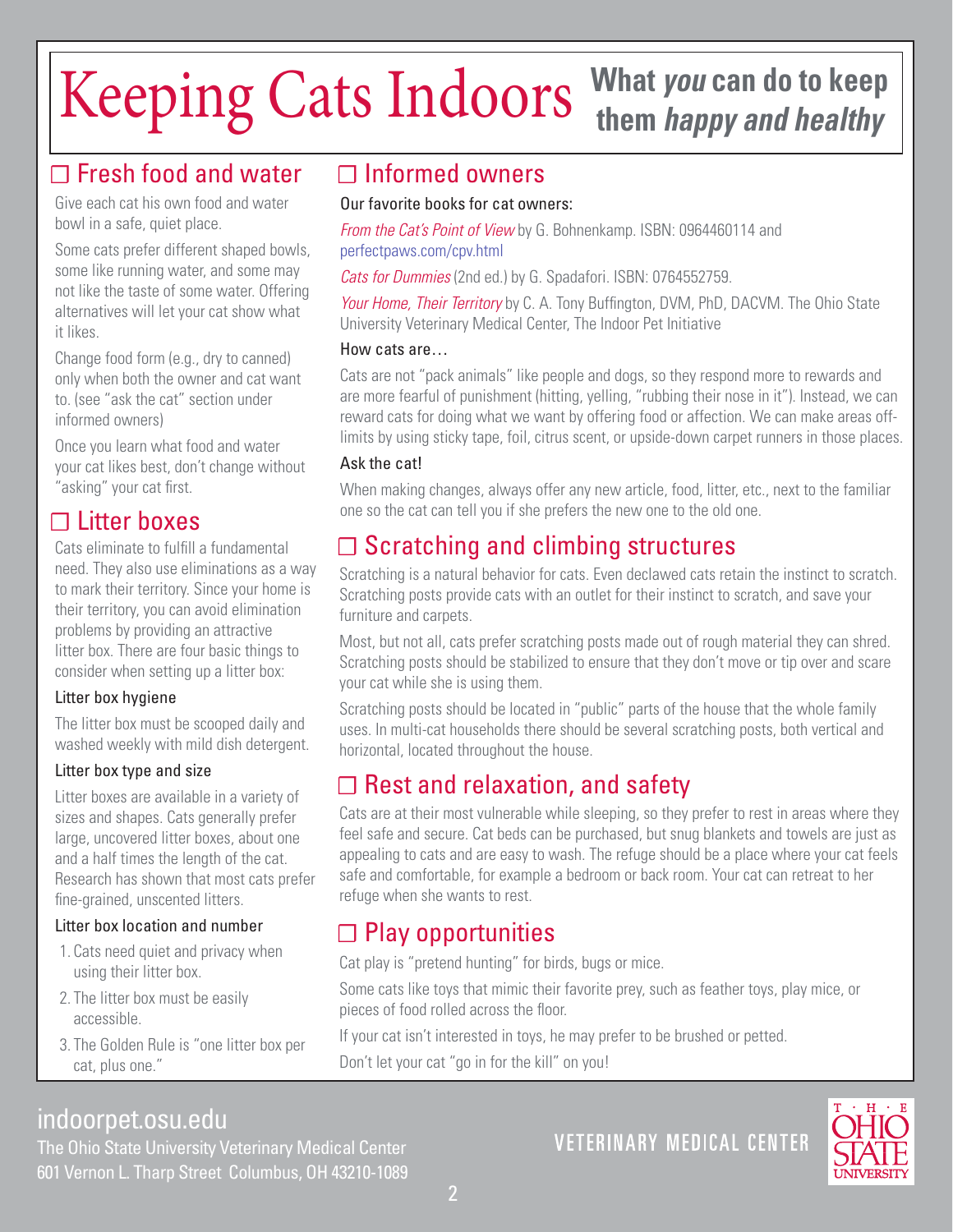# Keeping Cats Indoors

**What *you* can do to keep them *happy and healthy***

## ☐ Fresh food and water

Give each cat his own food and water bowl in a safe, quiet place.

Some cats prefer different shaped bowls, some like running water, and some may not like the taste of some water. Offering alternatives will let your cat show what it likes.

Change food form (e.g., dry to canned) only when both the owner and cat want to. (see "ask the cat" section under informed owners)

Once you learn what food and water your cat likes best, don't change without "asking" your cat first.

## ☐ Litter boxes

Cats eliminate to fulfill a fundamental need. They also use eliminations as a way to mark their territory. Since your home is their territory, you can avoid elimination problems by providing an attractive litter box. There are four basic things to consider when setting up a litter box:

### Litter box hygiene

The litter box must be scooped daily and washed weekly with mild dish detergent.

### Litter box type and size

Litter boxes are available in a variety of sizes and shapes. Cats generally prefer large, uncovered litter boxes, about one and a half times the length of the cat. Research has shown that most cats prefer fine-grained, unscented litters.

### Litter box location and number

1. Cats need quiet and privacy when using their litter box.
2. The litter box must be easily accessible.
3. The Golden Rule is "one litter box per cat, plus one."

## ☐ Informed owners

Our favorite books for cat owners:

*From the Cat's Point of View* by G. Bohnenkamp. ISBN: 0964460114 and perfectpaws.com/cpv.html

*Cats for Dummies* (2nd ed.) by G. Spadafori. ISBN: 0764552759.

*Your Home, Their Territory* by C. A. Tony Buffington, DVM, PhD, DACVM. The Ohio State University Veterinary Medical Center, The Indoor Pet Initiative

### How cats are…

Cats are not "pack animals" like people and dogs, so they respond more to rewards and are more fearful of punishment (hitting, yelling, "rubbing their nose in it"). Instead, we can reward cats for doing what we want by offering food or affection. We can make areas off-limits by using sticky tape, foil, citrus scent, or upside-down carpet runners in those places.

### Ask the cat!

When making changes, always offer any new article, food, litter, etc., next to the familiar one so the cat can tell you if she prefers the new one to the old one.

## ☐ Scratching and climbing structures

Scratching is a natural behavior for cats. Even declawed cats retain the instinct to scratch. Scratching posts provide cats with an outlet for their instinct to scratch, and save your furniture and carpets.

Most, but not all, cats prefer scratching posts made out of rough material they can shred. Scratching posts should be stabilized to ensure that they don't move or tip over and scare your cat while she is using them.

Scratching posts should be located in "public" parts of the house that the whole family uses. In multi-cat households there should be several scratching posts, both vertical and horizontal, located throughout the house.

## ☐ Rest and relaxation, and safety

Cats are at their most vulnerable while sleeping, so they prefer to rest in areas where they feel safe and secure. Cat beds can be purchased, but snug blankets and towels are just as appealing to cats and are easy to wash. The refuge should be a place where your cat feels safe and comfortable, for example a bedroom or back room. Your cat can retreat to her refuge when she wants to rest.

## ☐ Play opportunities

Cat play is "pretend hunting" for birds, bugs or mice.

Some cats like toys that mimic their favorite prey, such as feather toys, play mice, or pieces of food rolled across the floor.

If your cat isn't interested in toys, he may prefer to be brushed or petted.

Don't let your cat "go in for the kill" on you!

indoorpet.osu.edu

The Ohio State University Veterinary Medical Center
601 Vernon L. Tharp Street Columbus, OH 43210-1089

VETERINARY MEDICAL CENTER

THE OHIO STATE UNIVERSITY